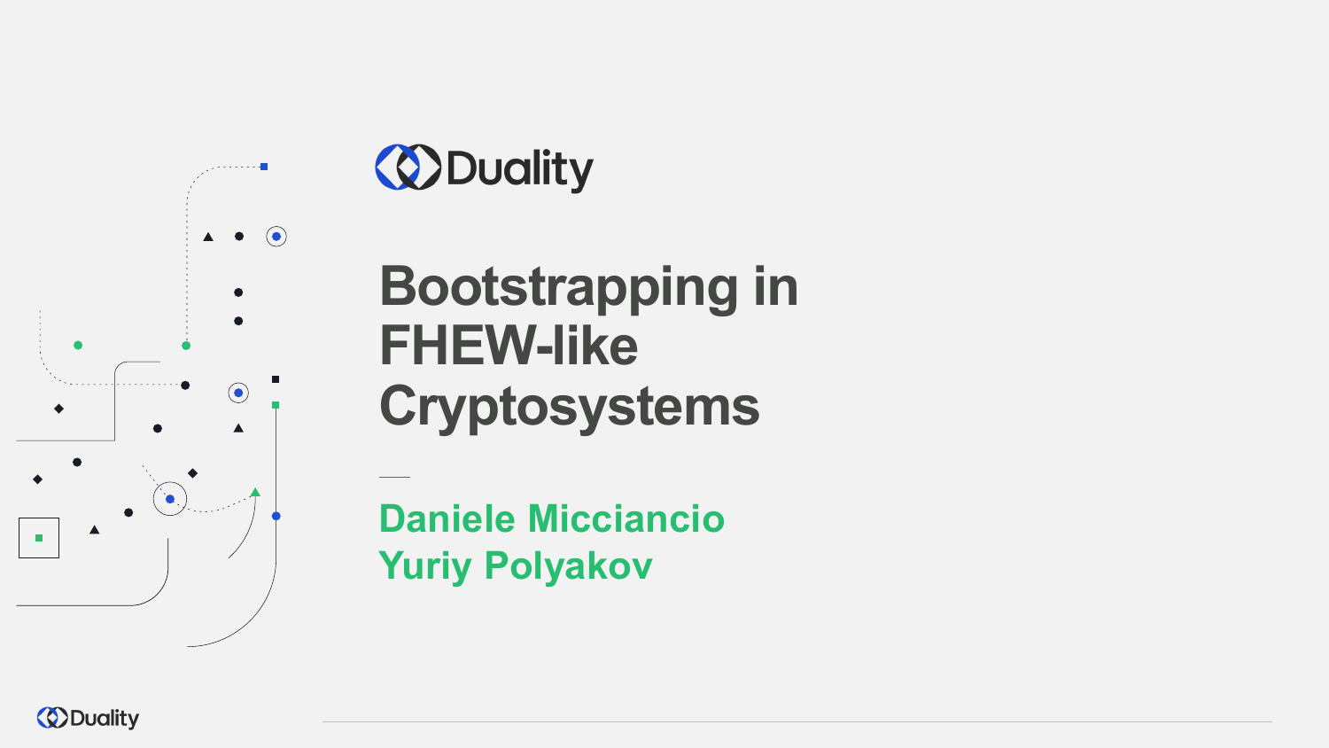Duality

# Bootstrapping in FHEW-like Cryptosystems

Daniele Micciancio
Yuriy Polyakov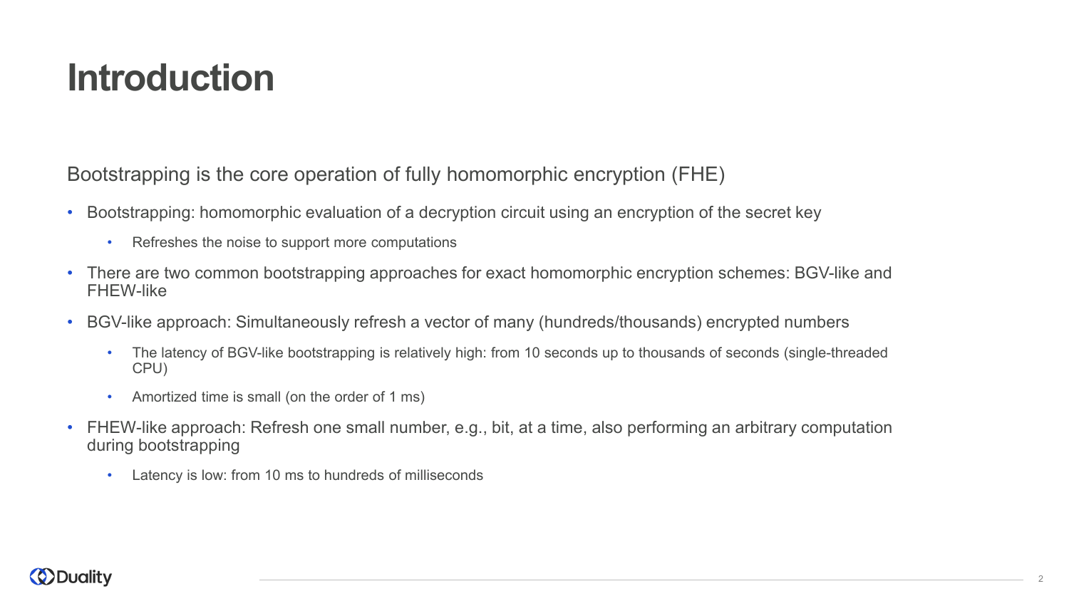# Introduction

Bootstrapping is the core operation of fully homomorphic encryption (FHE)

- Bootstrapping: homomorphic evaluation of a decryption circuit using an encryption of the secret key
  - Refreshes the noise to support more computations
- There are two common bootstrapping approaches for exact homomorphic encryption schemes: BGV-like and FHEW-like
- BGV-like approach: Simultaneously refresh a vector of many (hundreds/thousands) encrypted numbers
  - The latency of BGV-like bootstrapping is relatively high: from 10 seconds up to thousands of seconds (single-threaded CPU)
  - Amortized time is small (on the order of 1 ms)
- FHEW-like approach: Refresh one small number, e.g., bit, at a time, also performing an arbitrary computation during bootstrapping
  - Latency is low: from 10 ms to hundreds of milliseconds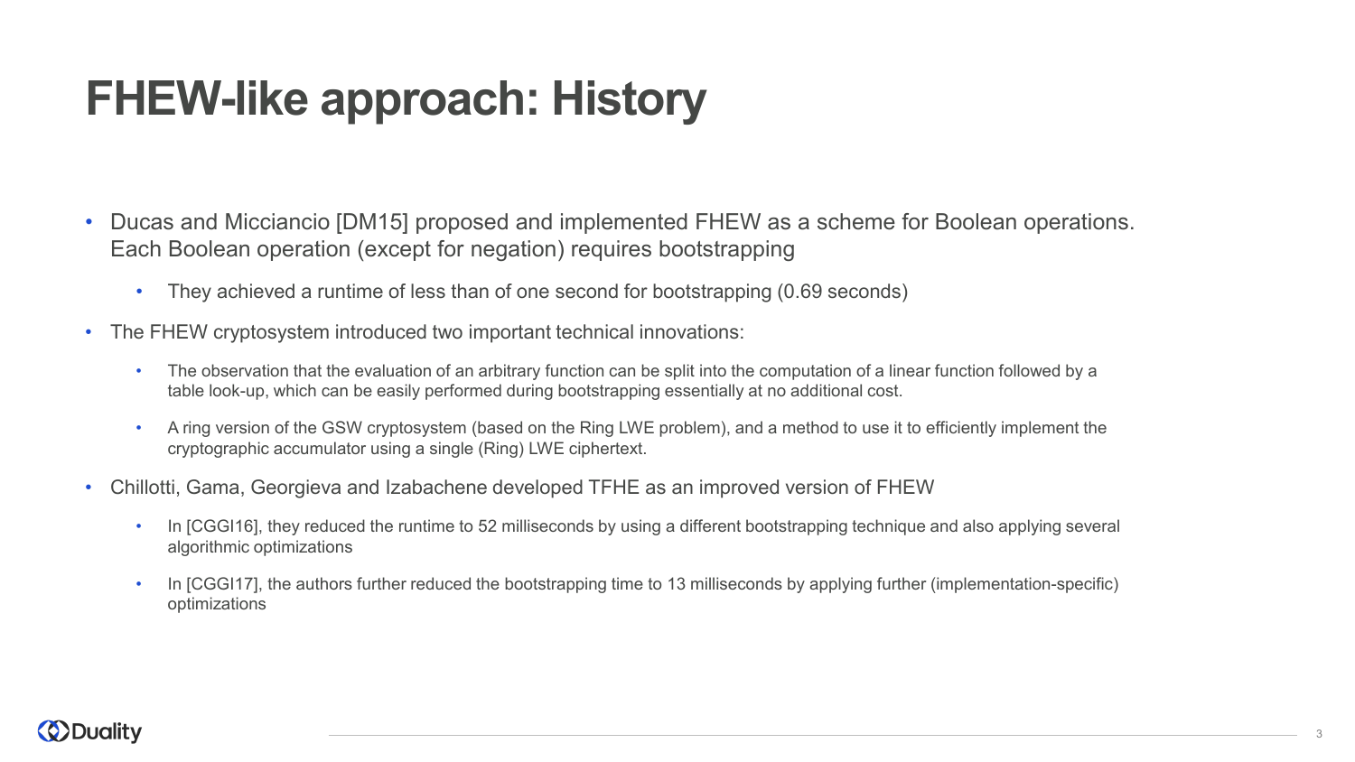# FHEW-like approach: History

- Ducas and Micciancio [DM15] proposed and implemented FHEW as a scheme for Boolean operations. Each Boolean operation (except for negation) requires bootstrapping
  - They achieved a runtime of less than of one second for bootstrapping (0.69 seconds)
- The FHEW cryptosystem introduced two important technical innovations:
  - The observation that the evaluation of an arbitrary function can be split into the computation of a linear function followed by a table look-up, which can be easily performed during bootstrapping essentially at no additional cost.
  - A ring version of the GSW cryptosystem (based on the Ring LWE problem), and a method to use it to efficiently implement the cryptographic accumulator using a single (Ring) LWE ciphertext.
- Chillotti, Gama, Georgieva and Izabachene developed TFHE as an improved version of FHEW
  - In [CGGI16], they reduced the runtime to 52 milliseconds by using a different bootstrapping technique and also applying several algorithmic optimizations
  - In [CGGI17], the authors further reduced the bootstrapping time to 13 milliseconds by applying further (implementation-specific) optimizations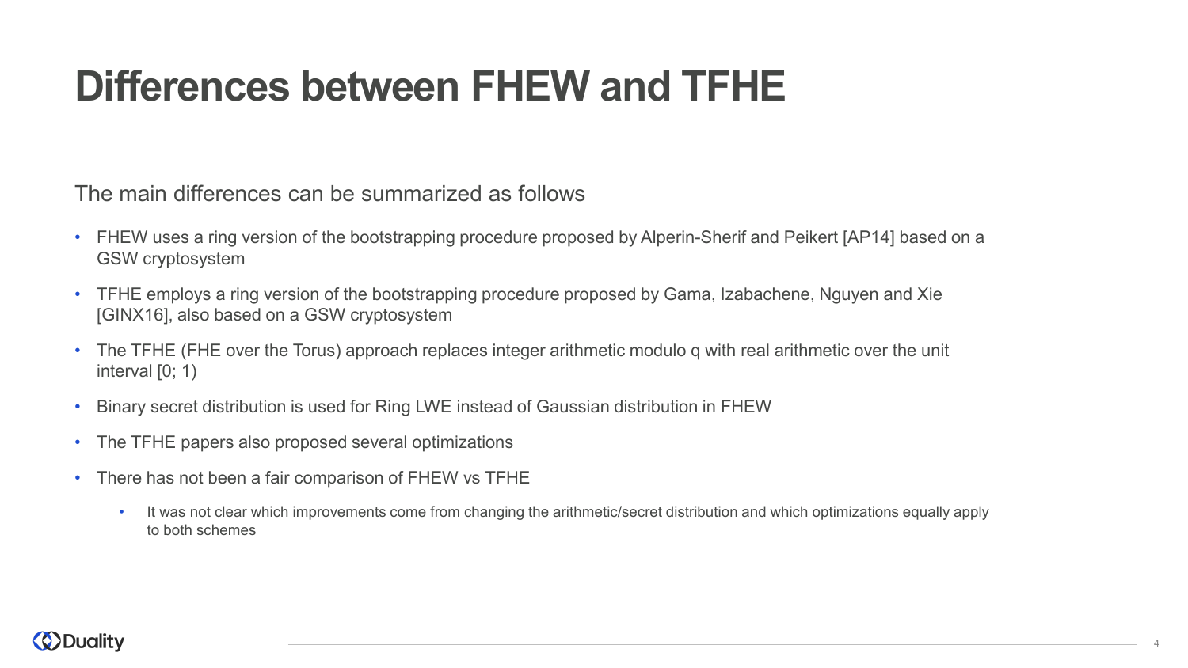# Differences between FHEW and TFHE

The main differences can be summarized as follows

- FHEW uses a ring version of the bootstrapping procedure proposed by Alperin-Sherif and Peikert [AP14] based on a GSW cryptosystem
- TFHE employs a ring version of the bootstrapping procedure proposed by Gama, Izabachene, Nguyen and Xie [GINX16], also based on a GSW cryptosystem
- The TFHE (FHE over the Torus) approach replaces integer arithmetic modulo q with real arithmetic over the unit interval [0; 1)
- Binary secret distribution is used for Ring LWE instead of Gaussian distribution in FHEW
- The TFHE papers also proposed several optimizations
- There has not been a fair comparison of FHEW vs TFHE
  - It was not clear which improvements come from changing the arithmetic/secret distribution and which optimizations equally apply to both schemes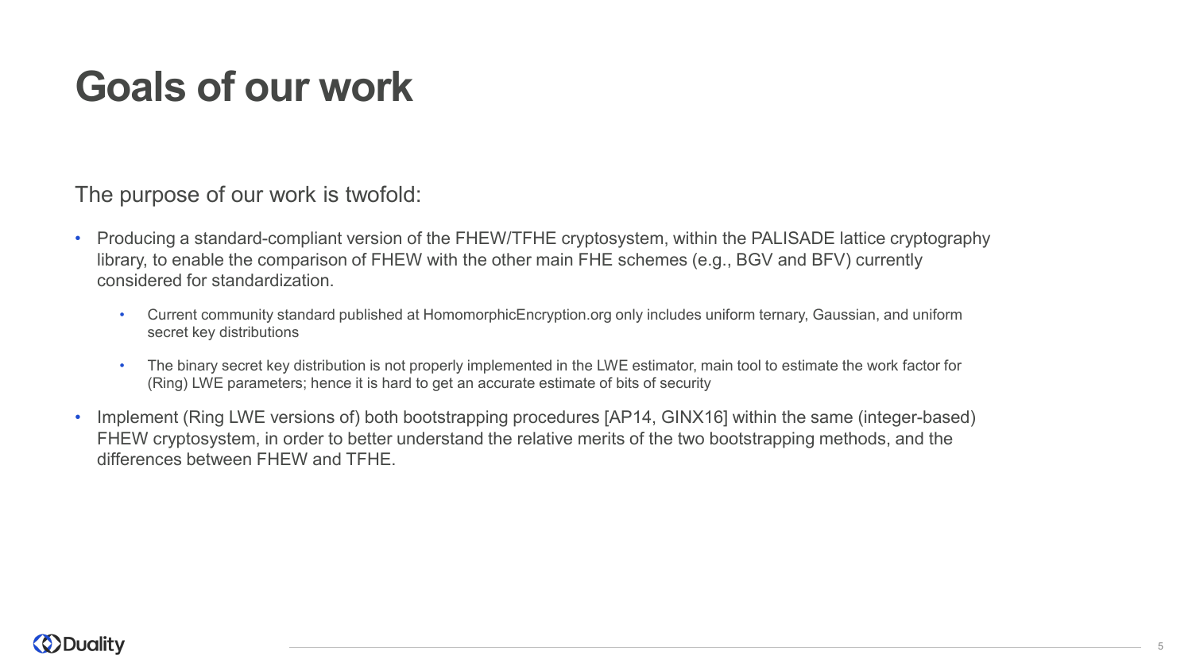# Goals of our work

The purpose of our work is twofold:

- Producing a standard-compliant version of the FHEW/TFHE cryptosystem, within the PALISADE lattice cryptography library, to enable the comparison of FHEW with the other main FHE schemes (e.g., BGV and BFV) currently considered for standardization.
  - Current community standard published at HomomorphicEncryption.org only includes uniform ternary, Gaussian, and uniform secret key distributions
  - The binary secret key distribution is not properly implemented in the LWE estimator, main tool to estimate the work factor for (Ring) LWE parameters; hence it is hard to get an accurate estimate of bits of security
- Implement (Ring LWE versions of) both bootstrapping procedures [AP14, GINX16] within the same (integer-based) FHEW cryptosystem, in order to better understand the relative merits of the two bootstrapping methods, and the differences between FHEW and TFHE.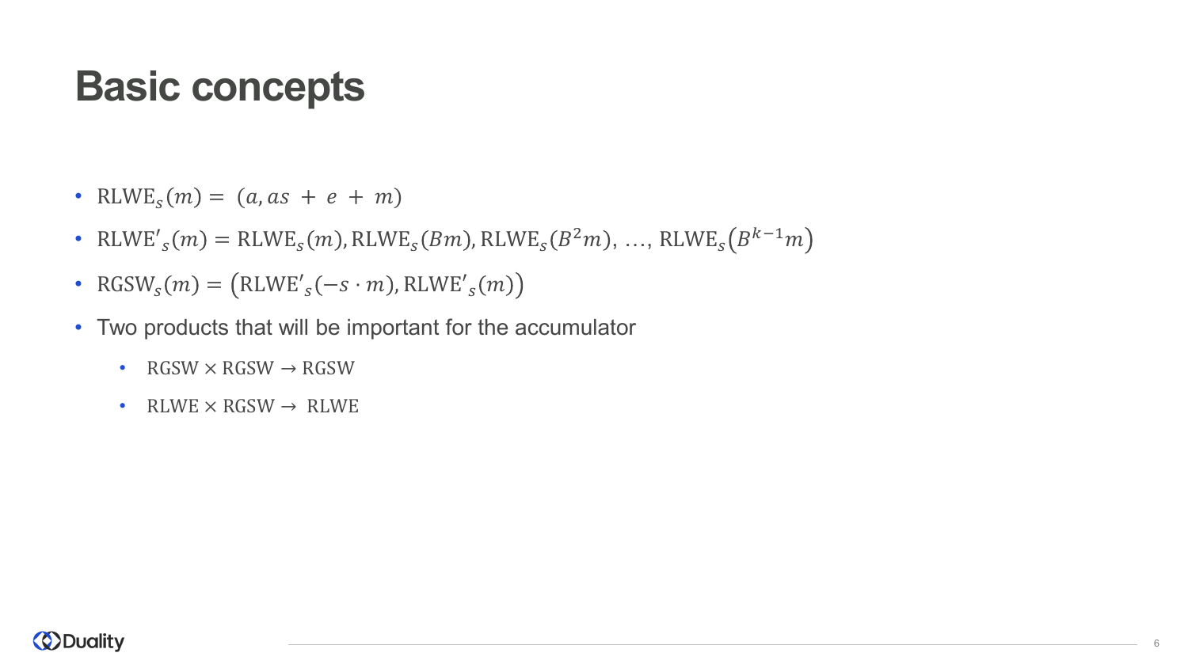# Basic concepts

- $\mathrm{RLWE}_s(m) = (a, as + e + m)$
- $\mathrm{RLWE}'_s(m) = \mathrm{RLWE}_s(m), \mathrm{RLWE}_s(Bm), \mathrm{RLWE}_s(B^2 m), \ldots, \mathrm{RLWE}_s\left(B^{k-1} m\right)$
- $\mathrm{RGSW}_s(m) = \left(\mathrm{RLWE}'_s(-s \cdot m), \mathrm{RLWE}'_s(m)\right)$
- Two products that will be important for the accumulator
  - $\mathrm{RGSW} \times \mathrm{RGSW} \rightarrow \mathrm{RGSW}$
  - $\mathrm{RLWE} \times \mathrm{RGSW} \rightarrow \mathrm{RLWE}$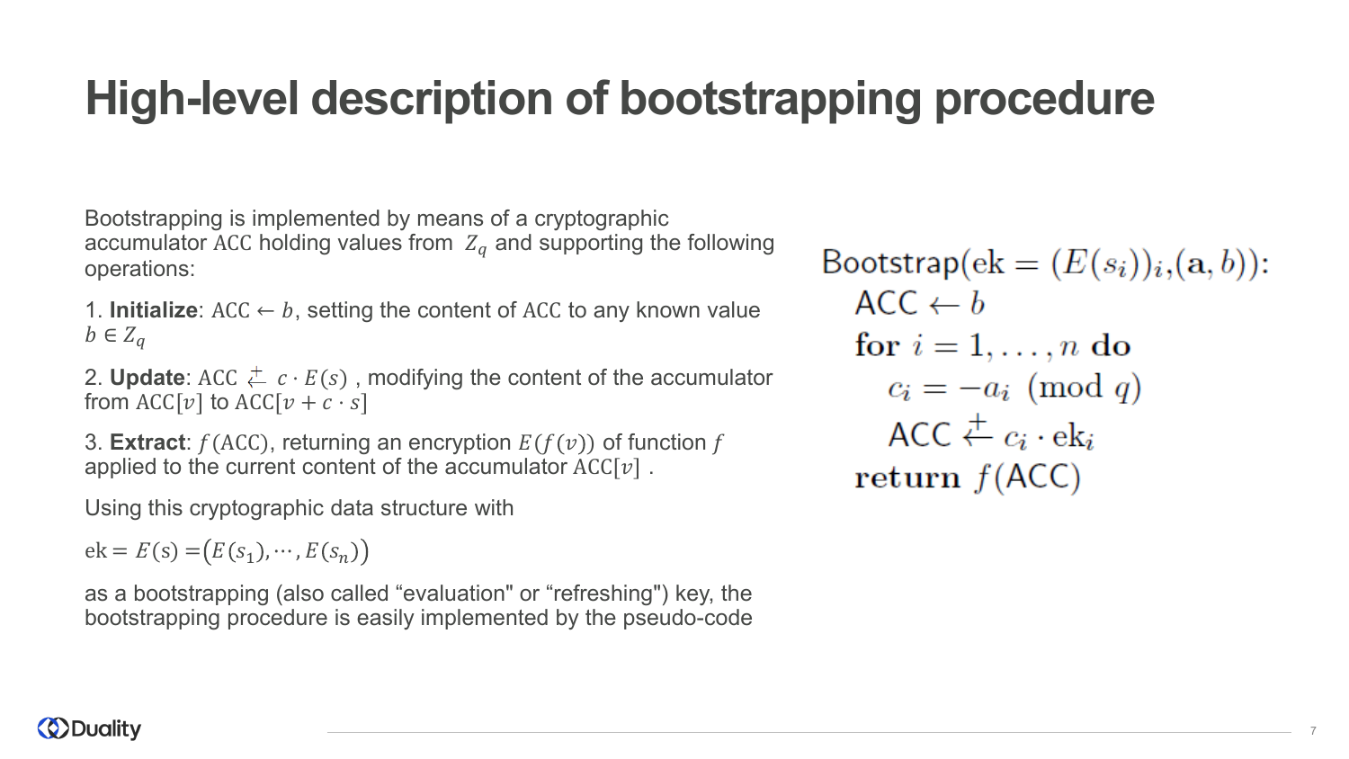# High-level description of bootstrapping procedure

Bootstrapping is implemented by means of a cryptographic accumulator $\mathrm{ACC}$ holding values from $Z_q$ and supporting the following operations:

1. **Initialize**: $\mathrm{ACC} \leftarrow b$, setting the content of $\mathrm{ACC}$ to any known value $b \in Z_q$
2. **Update**: $\mathrm{ACC} \overset{+}{\leftarrow} c \cdot E(s)$ , modifying the content of the accumulator from $\mathrm{ACC}[v]$ to $\mathrm{ACC}[v + c \cdot s]$
3. **Extract**: $f(\mathrm{ACC})$, returning an encryption $E(f(v))$ of function $f$ applied to the current content of the accumulator $\mathrm{ACC}[v]$ .

Using this cryptographic data structure with

$\mathrm{ek} = E(\mathrm{s}) = (E(s_1), \cdots, E(s_n))$

as a bootstrapping (also called "evaluation" or "refreshing") key, the bootstrapping procedure is easily implemented by the pseudo-code

$$
\begin{array}{l}
\mathsf{Bootstrap}(\mathrm{ek} = (E(s_i))_i, (\mathbf{a}, b)): \\
\quad \mathsf{ACC} \leftarrow b \\
\quad \textbf{for } i = 1, \ldots, n \textbf{ do} \\
\quad\quad c_i = -a_i \pmod{q} \\
\quad\quad \mathsf{ACC} \overset{+}{\leftarrow} c_i \cdot \mathrm{ek}_i \\
\quad \textbf{return } f(\mathsf{ACC})
\end{array}
$$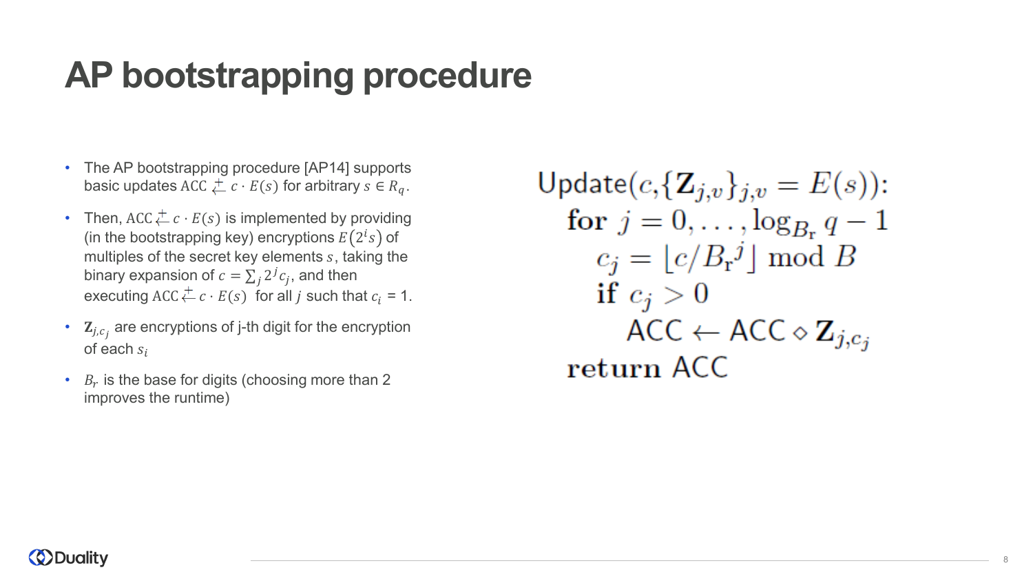# AP bootstrapping procedure

- The AP bootstrapping procedure [AP14] supports basic updates $\mathrm{ACC} \overset{+}{\leftarrow} c \cdot E(s)$ for arbitrary $s \in R_q$.
- Then, $\mathrm{ACC} \overset{+}{\leftarrow} c \cdot E(s)$ is implemented by providing (in the bootstrapping key) encryptions $E(2^i s)$ of multiples of the secret key elements $s$, taking the binary expansion of $c = \sum_j 2^j c_j$, and then executing $\mathrm{ACC} \overset{+}{\leftarrow} c \cdot E(s)$ for all $j$ such that $c_i$ = 1.
- $\mathbf{Z}_{j,c_j}$ are encryptions of j-th digit for the encryption of each $s_i$
- $B_r$ is the base for digits (choosing more than 2 improves the runtime)

$$
\begin{aligned}
&\mathsf{Update}(c, \{\mathbf{Z}_{j,v}\}_{j,v} = E(s)): \\
&\quad \textbf{for } j = 0, \ldots, \log_{B_\mathrm{r}} q - 1 \\
&\quad\quad c_j = \lfloor c / B_\mathrm{r}{}^j \rfloor \bmod B \\
&\quad\quad \textbf{if } c_j > 0 \\
&\quad\quad\quad \mathsf{ACC} \leftarrow \mathsf{ACC} \diamond \mathbf{Z}_{j,c_j} \\
&\quad \textbf{return } \mathsf{ACC}
\end{aligned}
$$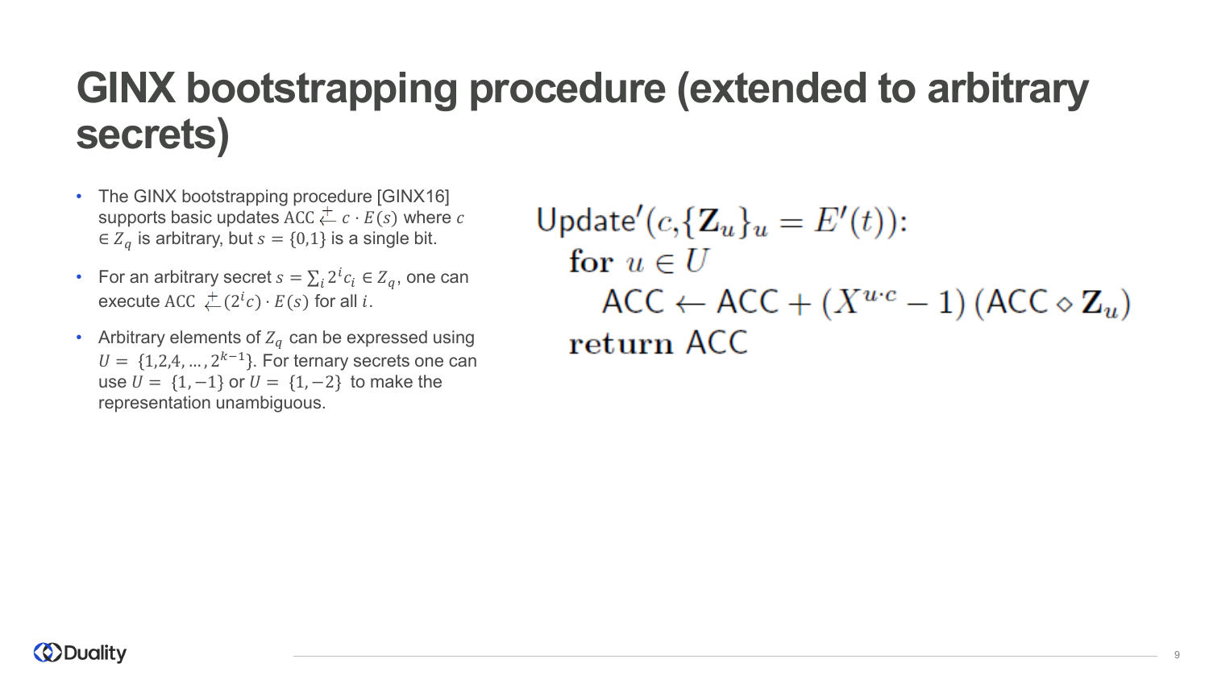# GINX bootstrapping procedure (extended to arbitrary secrets)

- The GINX bootstrapping procedure [GINX16] supports basic updates $\mathrm{ACC} \overset{+}{\leftarrow} c \cdot E(s)$ where $c \in Z_q$ is arbitrary, but $s = \{0,1\}$ is a single bit.
- For an arbitrary secret $s = \sum_i 2^i c_i \in Z_q$, one can execute $\mathrm{ACC} \overset{+}{\leftarrow} (2^i c) \cdot E(s)$ for all $i$.
- Arbitrary elements of $Z_q$ can be expressed using $U = \{1,2,4, \ldots, 2^{k-1}\}$. For ternary secrets one can use $U = \{1,-1\}$ or $U = \{1,-2\}$ to make the representation unambiguous.

$$
\begin{aligned}
&\mathsf{Update}'(c, \{\mathbf{Z}_u\}_u = E'(t)): \\
&\quad \textbf{for } u \in U \\
&\quad\quad \mathsf{ACC} \leftarrow \mathsf{ACC} + (X^{u \cdot c} - 1)\,(\mathsf{ACC} \diamond \mathbf{Z}_u) \\
&\quad \textbf{return } \mathsf{ACC}
\end{aligned}
$$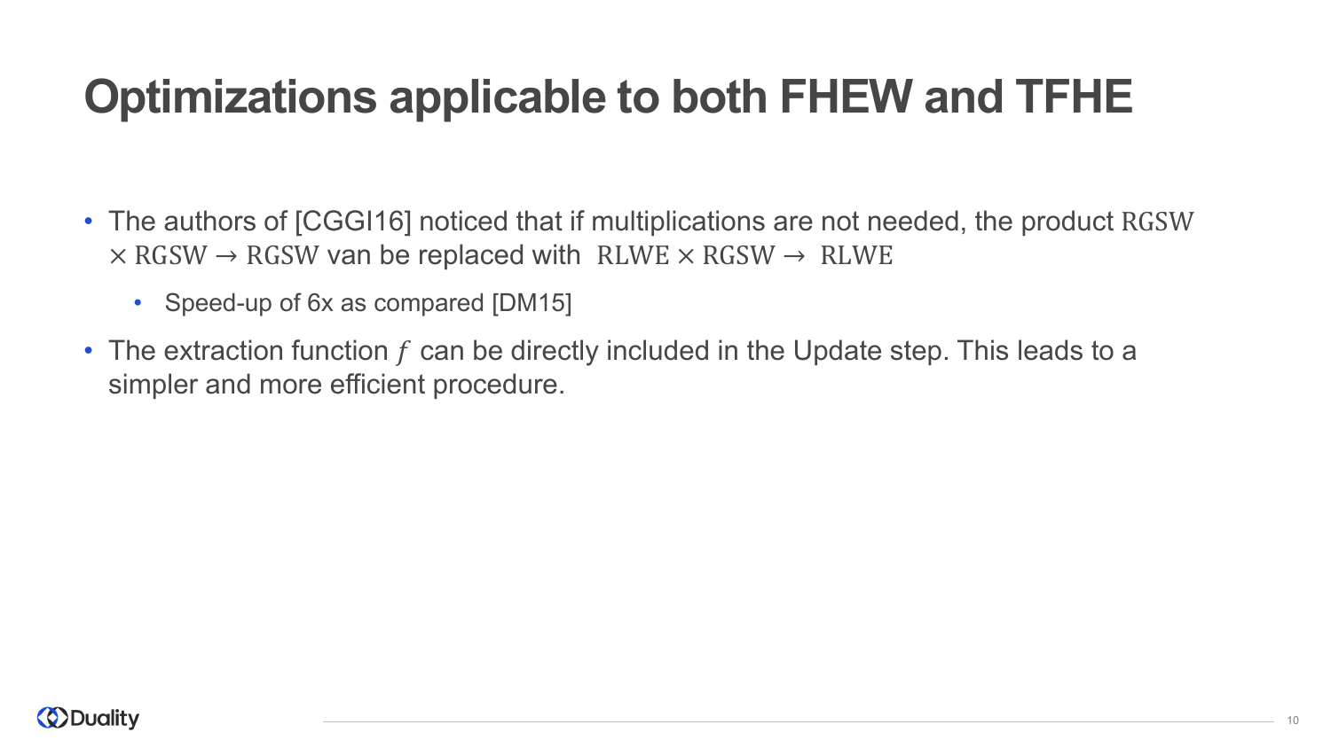# Optimizations applicable to both FHEW and TFHE

- The authors of [CGGI16] noticed that if multiplications are not needed, the product $\text{RGSW} \times \text{RGSW} \rightarrow \text{RGSW}$ van be replaced with $\text{RLWE} \times \text{RGSW} \rightarrow \text{RLWE}$
  - Speed-up of 6x as compared [DM15]
- The extraction function $f$ can be directly included in the Update step. This leads to a simpler and more efficient procedure.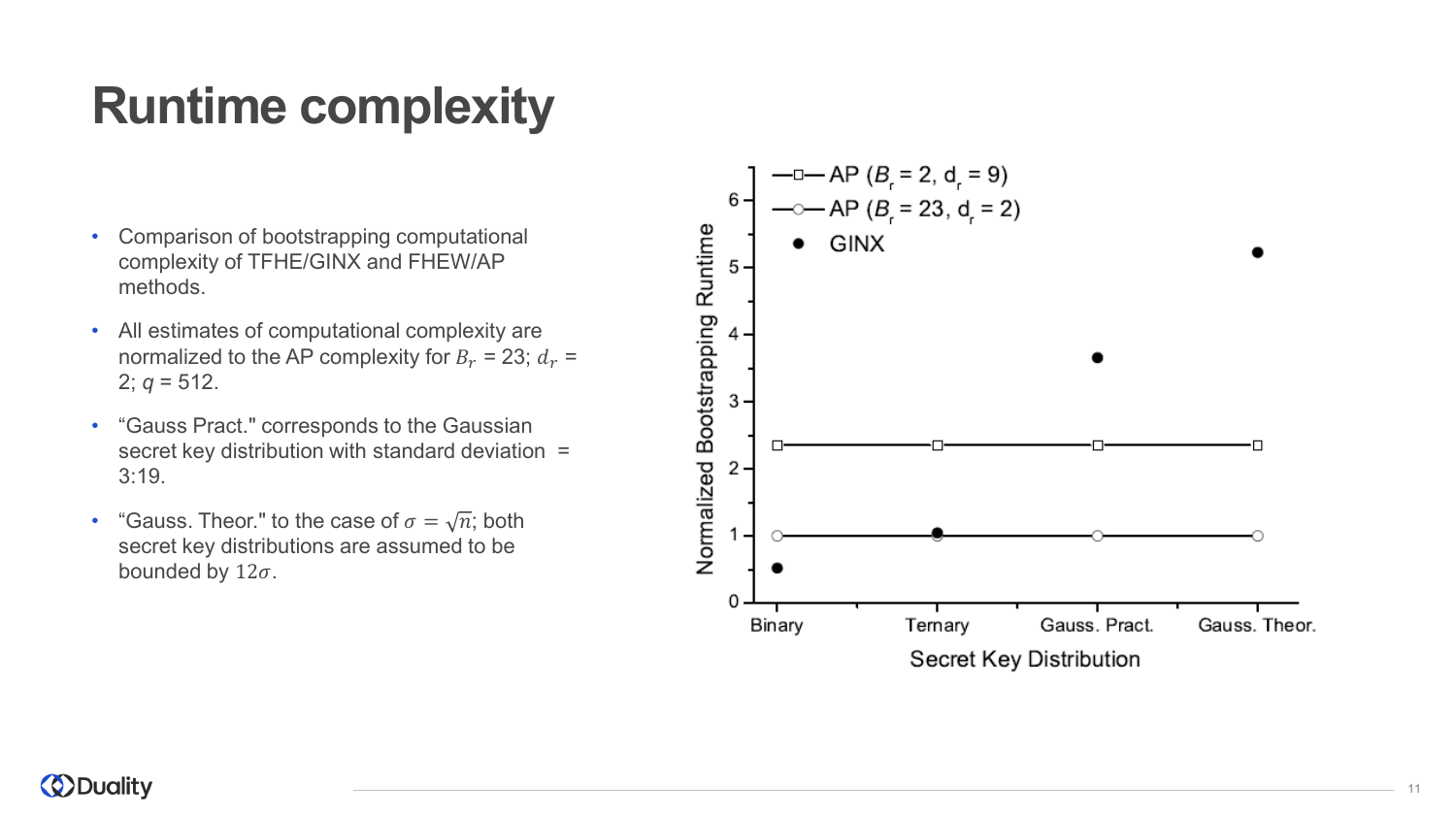# Runtime complexity

- Comparison of bootstrapping computational complexity of TFHE/GINX and FHEW/AP methods.
- All estimates of computational complexity are normalized to the AP complexity for $B_r$ = 23; $d_r$ = 2; $q$ = 512.
- “Gauss Pract." corresponds to the Gaussian secret key distribution with standard deviation = 3:19.
- “Gauss. Theor." to the case of $\sigma = \sqrt{n}$; both secret key distributions are assumed to be bounded by $12\sigma$.

Normalized Bootstrapping Runtime vs. Secret Key Distribution

Legend: AP ($B_r$ = 2, $d_r$ = 9); AP ($B_r$ = 23, $d_r$ = 2); GINX

| Secret Key Distribution | AP ($B_r$ = 2, $d_r$ = 9) | AP ($B_r$ = 23, $d_r$ = 2) | GINX |
| --- | --- | --- | --- |
| Binary | ~2.35 | 1 | ~0.5 |
| Ternary | ~2.35 | 1 | ~1.05 |
| Gauss. Pract. | ~2.35 | 1 | ~3.65 |
| Gauss. Theor. | ~2.35 | 1 | ~5.2 |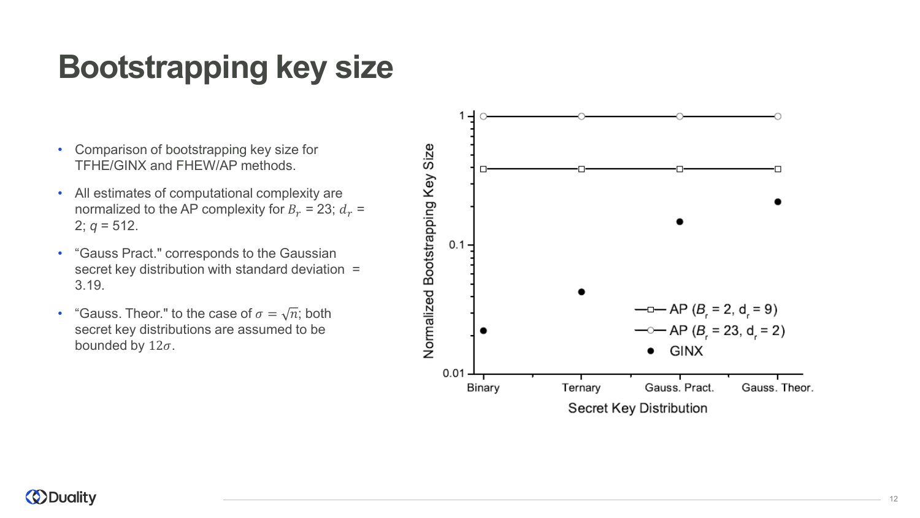# Bootstrapping key size

- Comparison of bootstrapping key size for TFHE/GINX and FHEW/AP methods.
- All estimates of computational complexity are normalized to the AP complexity for $B_r$ = 23; $d_r$ = 2; $q$ = 512.
- "Gauss Pract." corresponds to the Gaussian secret key distribution with standard deviation = 3.19.
- "Gauss. Theor." to the case of $\sigma = \sqrt{n}$; both secret key distributions are assumed to be bounded by $12\sigma$.

Normalized Bootstrapping Key Size

1

0.1

0.01

Binary

Ternary

Gauss. Pract.

Gauss. Theor.

Secret Key Distribution

AP ($B_r$ = 2, $d_r$ = 9)

AP ($B_r$ = 23, $d_r$ = 2)

GINX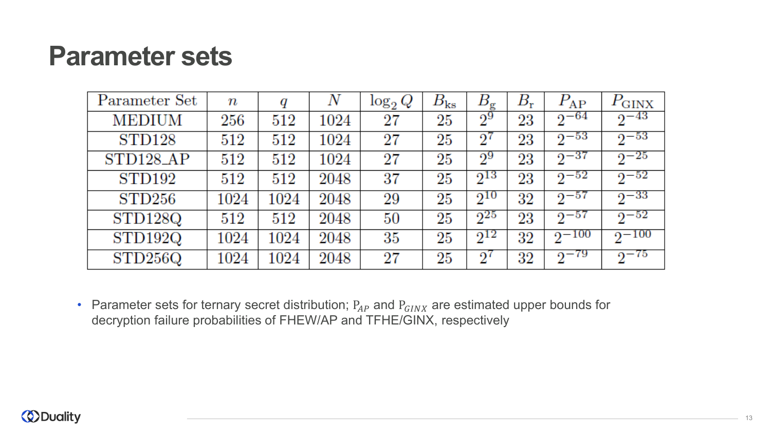# Parameter sets

| Parameter Set | $n$ | $q$ | $N$ | $\log_2 Q$ | $B_{\text{ks}}$ | $B_{\text{g}}$ | $B_{\text{r}}$ | $P_{\text{AP}}$ | $P_{\text{GINX}}$ |
|---|---|---|---|---|---|---|---|---|---|
| MEDIUM | 256 | 512 | 1024 | 27 | 25 | $2^9$ | 23 | $2^{-64}$ | $2^{-43}$ |
| STD128 | 512 | 512 | 1024 | 27 | 25 | $2^7$ | 23 | $2^{-53}$ | $2^{-53}$ |
| STD128_AP | 512 | 512 | 1024 | 27 | 25 | $2^9$ | 23 | $2^{-37}$ | $2^{-25}$ |
| STD192 | 512 | 512 | 2048 | 37 | 25 | $2^{13}$ | 23 | $2^{-52}$ | $2^{-52}$ |
| STD256 | 1024 | 1024 | 2048 | 29 | 25 | $2^{10}$ | 32 | $2^{-57}$ | $2^{-33}$ |
| STD128Q | 512 | 512 | 2048 | 50 | 25 | $2^{25}$ | 23 | $2^{-57}$ | $2^{-52}$ |
| STD192Q | 1024 | 1024 | 2048 | 35 | 25 | $2^{12}$ | 32 | $2^{-100}$ | $2^{-100}$ |
| STD256Q | 1024 | 1024 | 2048 | 27 | 25 | $2^7$ | 32 | $2^{-79}$ | $2^{-75}$ |

- Parameter sets for ternary secret distribution; $P_{AP}$ and $P_{GINX}$ are estimated upper bounds for decryption failure probabilities of FHEW/AP and TFHE/GINX, respectively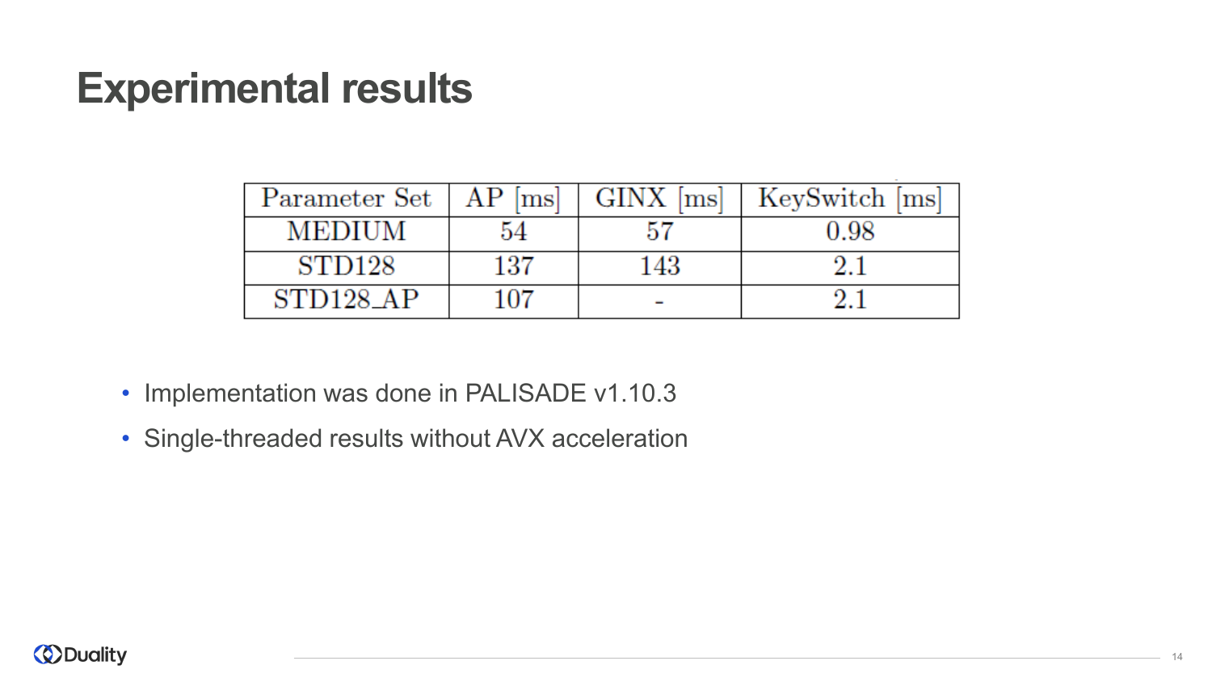# Experimental results

| Parameter Set | AP [ms] | GINX [ms] | KeySwitch [ms] |
|---|---|---|---|
| MEDIUM | 54 | 57 | 0.98 |
| STD128 | 137 | 143 | 2.1 |
| STD128_AP | 107 | - | 2.1 |

- Implementation was done in PALISADE v1.10.3
- Single-threaded results without AVX acceleration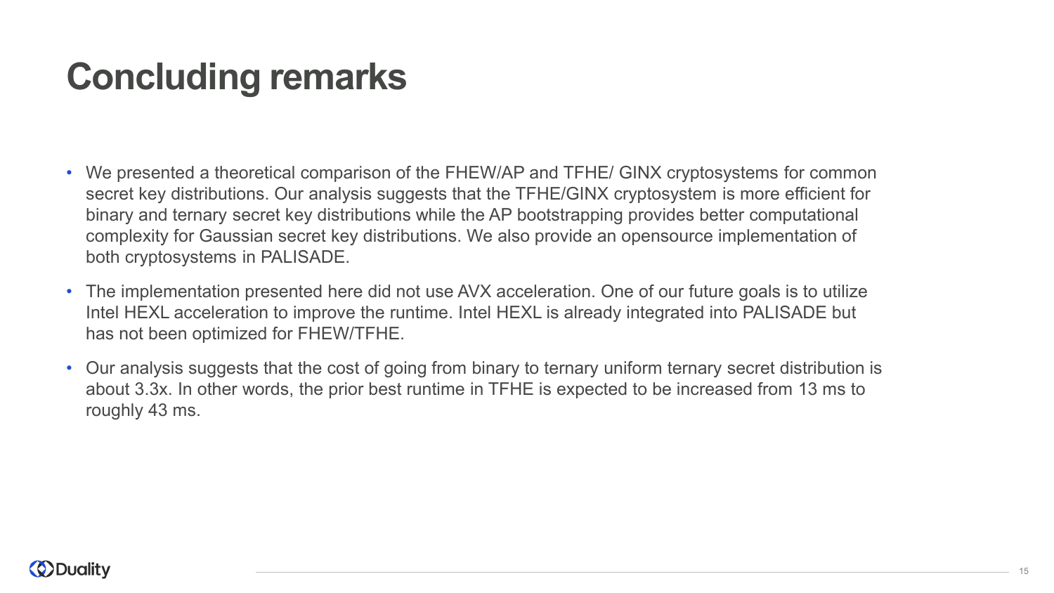# Concluding remarks

- We presented a theoretical comparison of the FHEW/AP and TFHE/ GINX cryptosystems for common secret key distributions. Our analysis suggests that the TFHE/GINX cryptosystem is more efficient for binary and ternary secret key distributions while the AP bootstrapping provides better computational complexity for Gaussian secret key distributions. We also provide an opensource implementation of both cryptosystems in PALISADE.
- The implementation presented here did not use AVX acceleration. One of our future goals is to utilize Intel HEXL acceleration to improve the runtime. Intel HEXL is already integrated into PALISADE but has not been optimized for FHEW/TFHE.
- Our analysis suggests that the cost of going from binary to ternary uniform ternary secret distribution is about 3.3x. In other words, the prior best runtime in TFHE is expected to be increased from 13 ms to roughly 43 ms.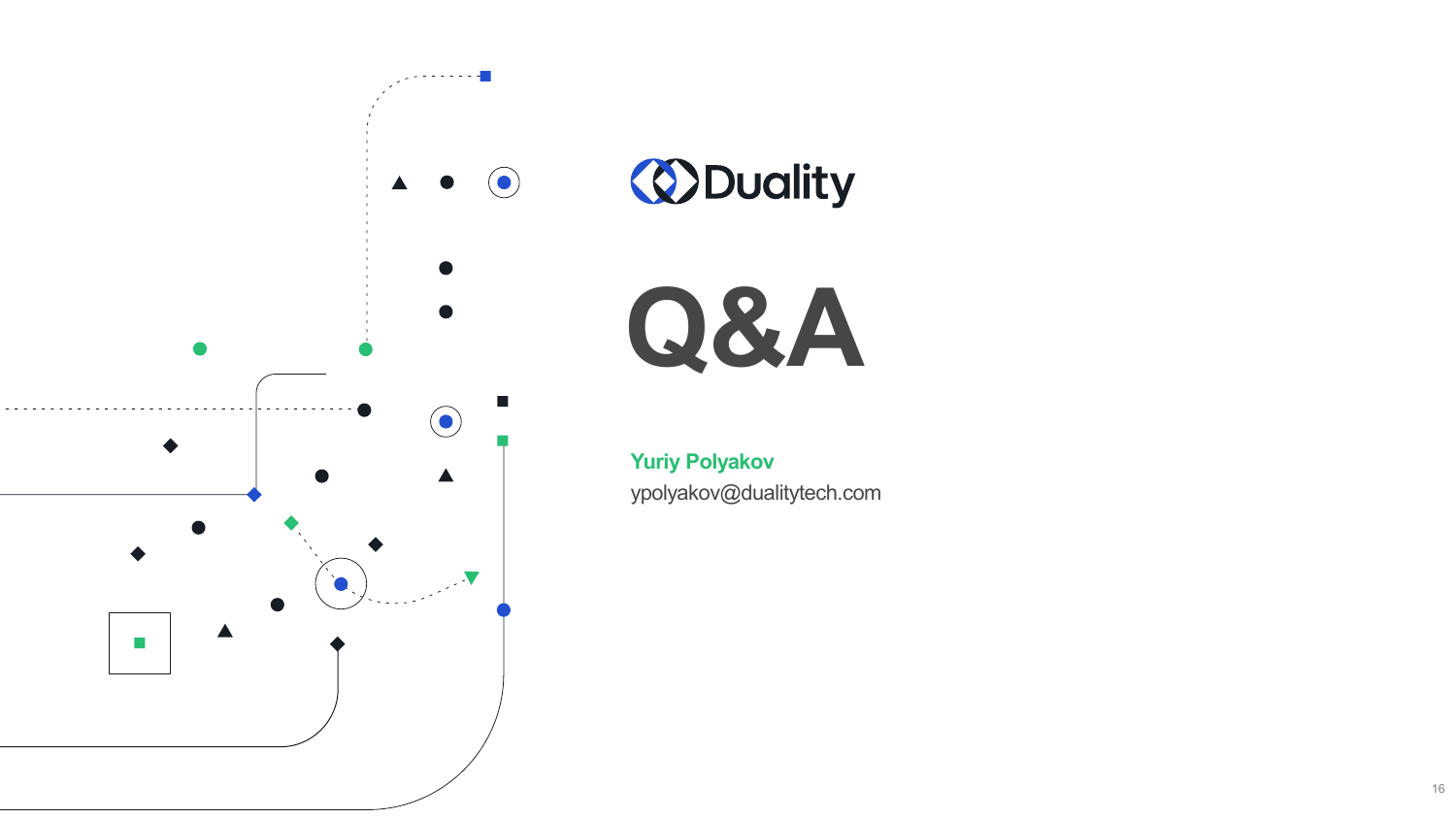Duality

# Q&A

**Yuriy Polyakov**
ypolyakov@dualitytech.com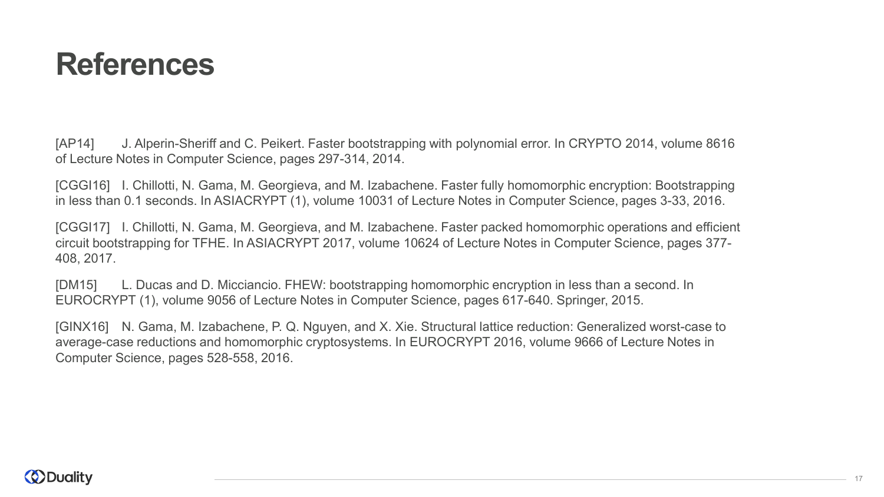# References

[AP14] J. Alperin-Sheriff and C. Peikert. Faster bootstrapping with polynomial error. In CRYPTO 2014, volume 8616 of Lecture Notes in Computer Science, pages 297-314, 2014.

[CGGI16] I. Chillotti, N. Gama, M. Georgieva, and M. Izabachene. Faster fully homomorphic encryption: Bootstrapping in less than 0.1 seconds. In ASIACRYPT (1), volume 10031 of Lecture Notes in Computer Science, pages 3-33, 2016.

[CGGI17] I. Chillotti, N. Gama, M. Georgieva, and M. Izabachene. Faster packed homomorphic operations and efficient circuit bootstrapping for TFHE. In ASIACRYPT 2017, volume 10624 of Lecture Notes in Computer Science, pages 377-408, 2017.

[DM15] L. Ducas and D. Micciancio. FHEW: bootstrapping homomorphic encryption in less than a second. In EUROCRYPT (1), volume 9056 of Lecture Notes in Computer Science, pages 617-640. Springer, 2015.

[GINX16] N. Gama, M. Izabachene, P. Q. Nguyen, and X. Xie. Structural lattice reduction: Generalized worst-case to average-case reductions and homomorphic cryptosystems. In EUROCRYPT 2016, volume 9666 of Lecture Notes in Computer Science, pages 528-558, 2016.